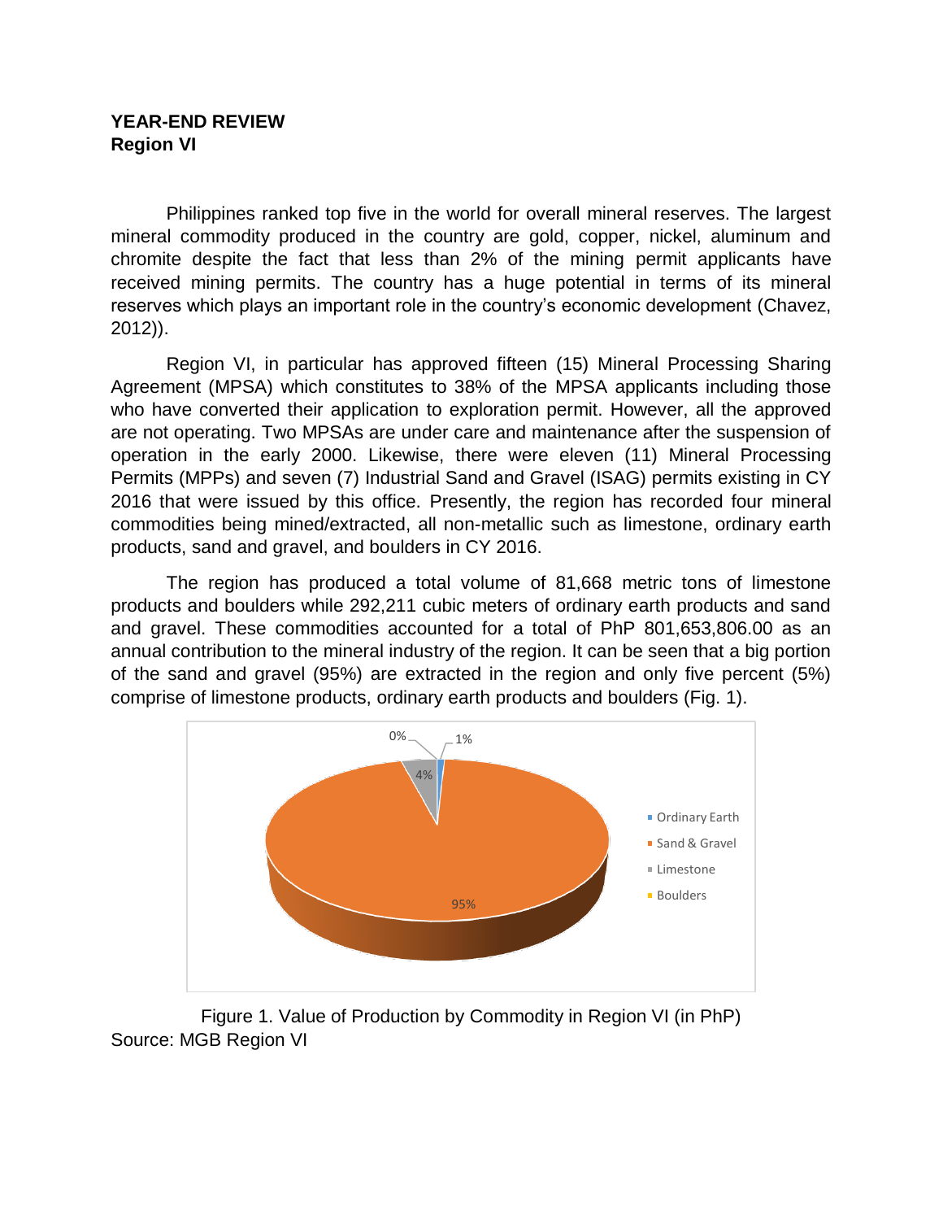**YEAR-END REVIEW**
**Region VI**

Philippines ranked top five in the world for overall mineral reserves. The largest mineral commodity produced in the country are gold, copper, nickel, aluminum and chromite despite the fact that less than 2% of the mining permit applicants have received mining permits. The country has a huge potential in terms of its mineral reserves which plays an important role in the country's economic development (Chavez, 2012)).

Region VI, in particular has approved fifteen (15) Mineral Processing Sharing Agreement (MPSA) which constitutes to 38% of the MPSA applicants including those who have converted their application to exploration permit. However, all the approved are not operating. Two MPSAs are under care and maintenance after the suspension of operation in the early 2000. Likewise, there were eleven (11) Mineral Processing Permits (MPPs) and seven (7) Industrial Sand and Gravel (ISAG) permits existing in CY 2016 that were issued by this office. Presently, the region has recorded four mineral commodities being mined/extracted, all non-metallic such as limestone, ordinary earth products, sand and gravel, and boulders in CY 2016.

The region has produced a total volume of 81,668 metric tons of limestone products and boulders while 292,211 cubic meters of ordinary earth products and sand and gravel. These commodities accounted for a total of PhP 801,653,806.00 as an annual contribution to the mineral industry of the region. It can be seen that a big portion of the sand and gravel (95%) are extracted in the region and only five percent (5%) comprise of limestone products, ordinary earth products and boulders (Fig. 1).

| Commodity | Share |
|---|---|
| Ordinary Earth | 1% |
| Sand & Gravel | 95% |
| Limestone | 4% |
| Boulders | 0% |

Figure 1. Value of Production by Commodity in Region VI (in PhP)
Source: MGB Region VI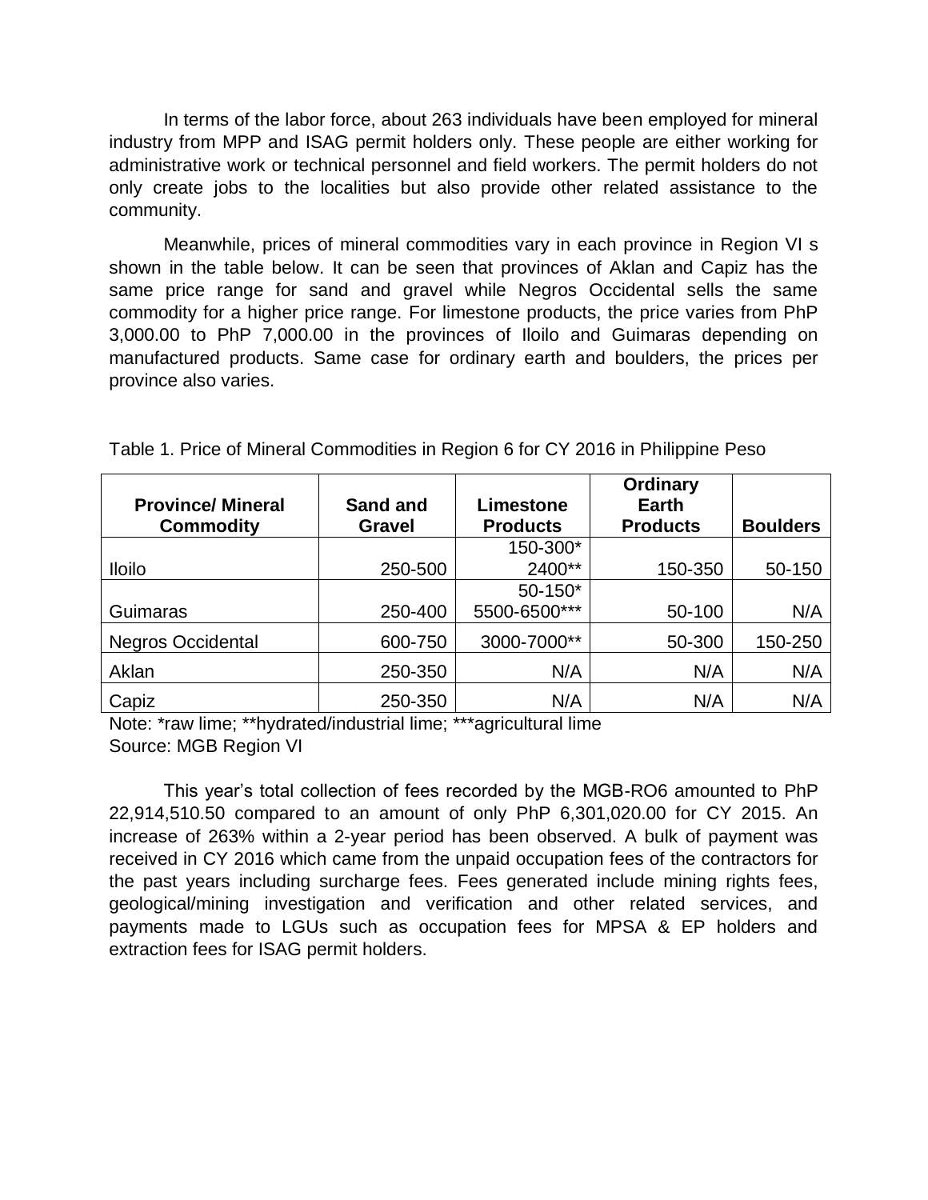In terms of the labor force, about 263 individuals have been employed for mineral industry from MPP and ISAG permit holders only. These people are either working for administrative work or technical personnel and field workers. The permit holders do not only create jobs to the localities but also provide other related assistance to the community.

Meanwhile, prices of mineral commodities vary in each province in Region VI s shown in the table below. It can be seen that provinces of Aklan and Capiz has the same price range for sand and gravel while Negros Occidental sells the same commodity for a higher price range. For limestone products, the price varies from PhP 3,000.00 to PhP 7,000.00 in the provinces of Iloilo and Guimaras depending on manufactured products. Same case for ordinary earth and boulders, the prices per province also varies.

Table 1. Price of Mineral Commodities in Region 6 for CY 2016 in Philippine Peso

| Province/ Mineral Commodity | Sand and Gravel | Limestone Products | Ordinary Earth Products | Boulders |
|---|---|---|---|---|
| Iloilo | 250-500 | 150-300*<br>2400** | 150-350 | 50-150 |
| Guimaras | 250-400 | 50-150*<br>5500-6500*** | 50-100 | N/A |
| Negros Occidental | 600-750 | 3000-7000** | 50-300 | 150-250 |
| Aklan | 250-350 | N/A | N/A | N/A |
| Capiz | 250-350 | N/A | N/A | N/A |

Note: *raw lime; **hydrated/industrial lime; ***agricultural lime
Source: MGB Region VI

This year's total collection of fees recorded by the MGB-RO6 amounted to PhP 22,914,510.50 compared to an amount of only PhP 6,301,020.00 for CY 2015. An increase of 263% within a 2-year period has been observed. A bulk of payment was received in CY 2016 which came from the unpaid occupation fees of the contractors for the past years including surcharge fees. Fees generated include mining rights fees, geological/mining investigation and verification and other related services, and payments made to LGUs such as occupation fees for MPSA & EP holders and extraction fees for ISAG permit holders.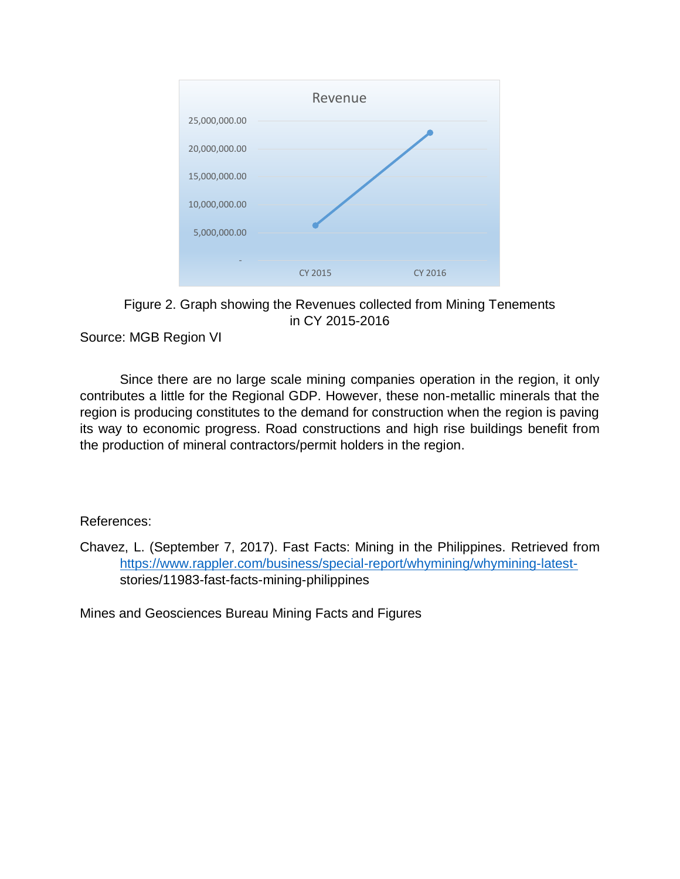Revenue

25,000,000.00

20,000,000.00

15,000,000.00

10,000,000.00

5,000,000.00

-

CY 2015

CY 2016

Figure 2. Graph showing the Revenues collected from Mining Tenements in CY 2015-2016

Source: MGB Region VI

Since there are no large scale mining companies operation in the region, it only contributes a little for the Regional GDP. However, these non-metallic minerals that the region is producing constitutes to the demand for construction when the region is paving its way to economic progress. Road constructions and high rise buildings benefit from the production of mineral contractors/permit holders in the region.

References:

Chavez, L. (September 7, 2017). Fast Facts: Mining in the Philippines. Retrieved from https://www.rappler.com/business/special-report/whymining/whymining-latest-stories/11983-fast-facts-mining-philippines

Mines and Geosciences Bureau Mining Facts and Figures